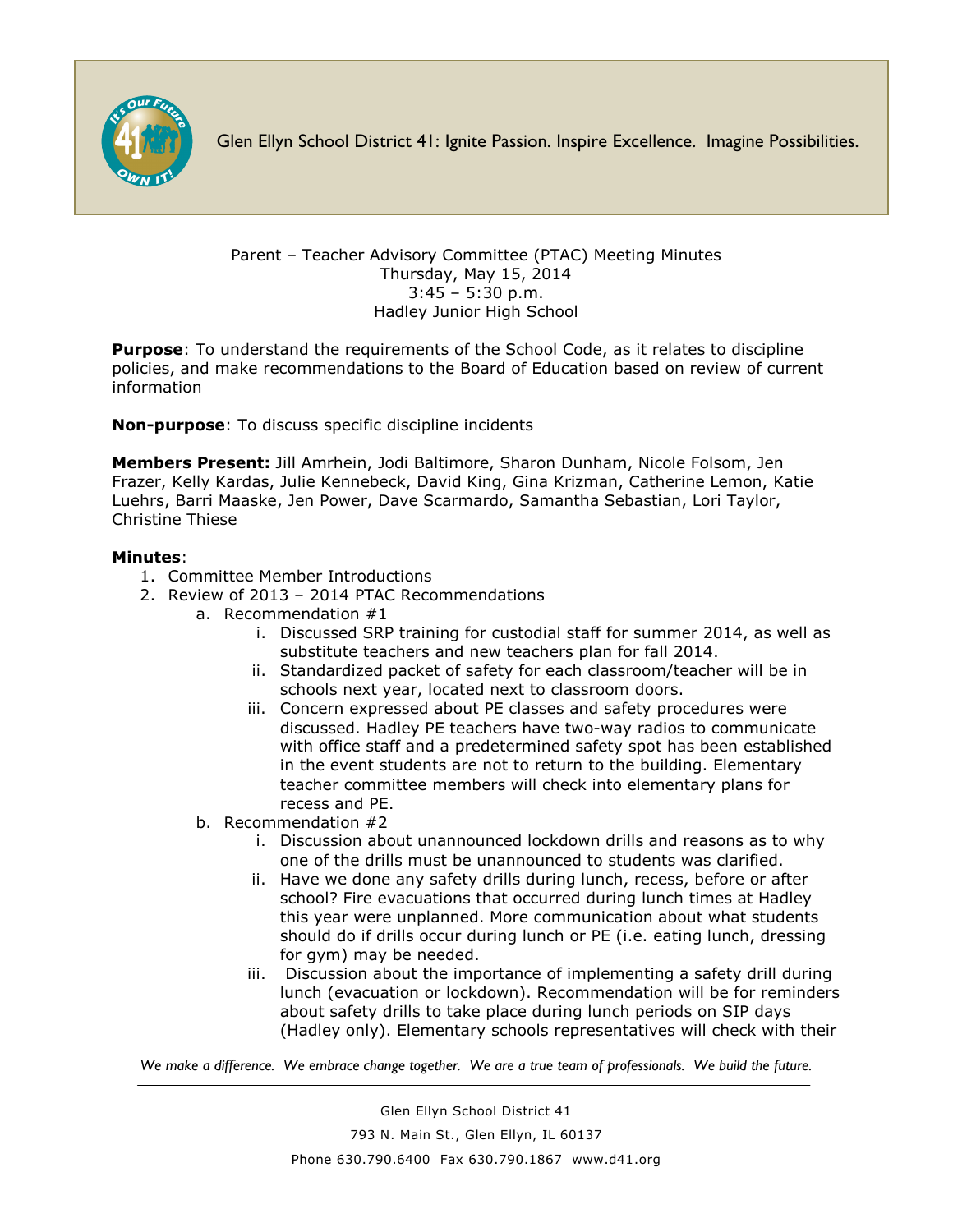Glen Ellyn School District 41: Ignite Passion. Inspire Excellence. Imagine Possibilities.

Parent – Teacher Advisory Committee (PTAC) Meeting Minutes
Thursday, May 15, 2014
3:45 – 5:30 p.m.
Hadley Junior High School

**Purpose**: To understand the requirements of the School Code, as it relates to discipline policies, and make recommendations to the Board of Education based on review of current information

**Non-purpose**: To discuss specific discipline incidents

**Members Present:** Jill Amrhein, Jodi Baltimore, Sharon Dunham, Nicole Folsom, Jen Frazer, Kelly Kardas, Julie Kennebeck, David King, Gina Krizman, Catherine Lemon, Katie Luehrs, Barri Maaske, Jen Power, Dave Scarmardo, Samantha Sebastian, Lori Taylor, Christine Thiese

**Minutes**:

1. Committee Member Introductions
2. Review of 2013 – 2014 PTAC Recommendations
    a. Recommendation #1
        i. Discussed SRP training for custodial staff for summer 2014, as well as substitute teachers and new teachers plan for fall 2014.
        ii. Standardized packet of safety for each classroom/teacher will be in schools next year, located next to classroom doors.
        iii. Concern expressed about PE classes and safety procedures were discussed. Hadley PE teachers have two-way radios to communicate with office staff and a predetermined safety spot has been established in the event students are not to return to the building. Elementary teacher committee members will check into elementary plans for recess and PE.
    b. Recommendation #2
        i. Discussion about unannounced lockdown drills and reasons as to why one of the drills must be unannounced to students was clarified.
        ii. Have we done any safety drills during lunch, recess, before or after school? Fire evacuations that occurred during lunch times at Hadley this year were unplanned. More communication about what students should do if drills occur during lunch or PE (i.e. eating lunch, dressing for gym) may be needed.
        iii. Discussion about the importance of implementing a safety drill during lunch (evacuation or lockdown). Recommendation will be for reminders about safety drills to take place during lunch periods on SIP days (Hadley only). Elementary schools representatives will check with their

*We make a difference. We embrace change together. We are a true team of professionals. We build the future.*

Glen Ellyn School District 41
793 N. Main St., Glen Ellyn, IL 60137
Phone 630.790.6400 Fax 630.790.1867 www.d41.org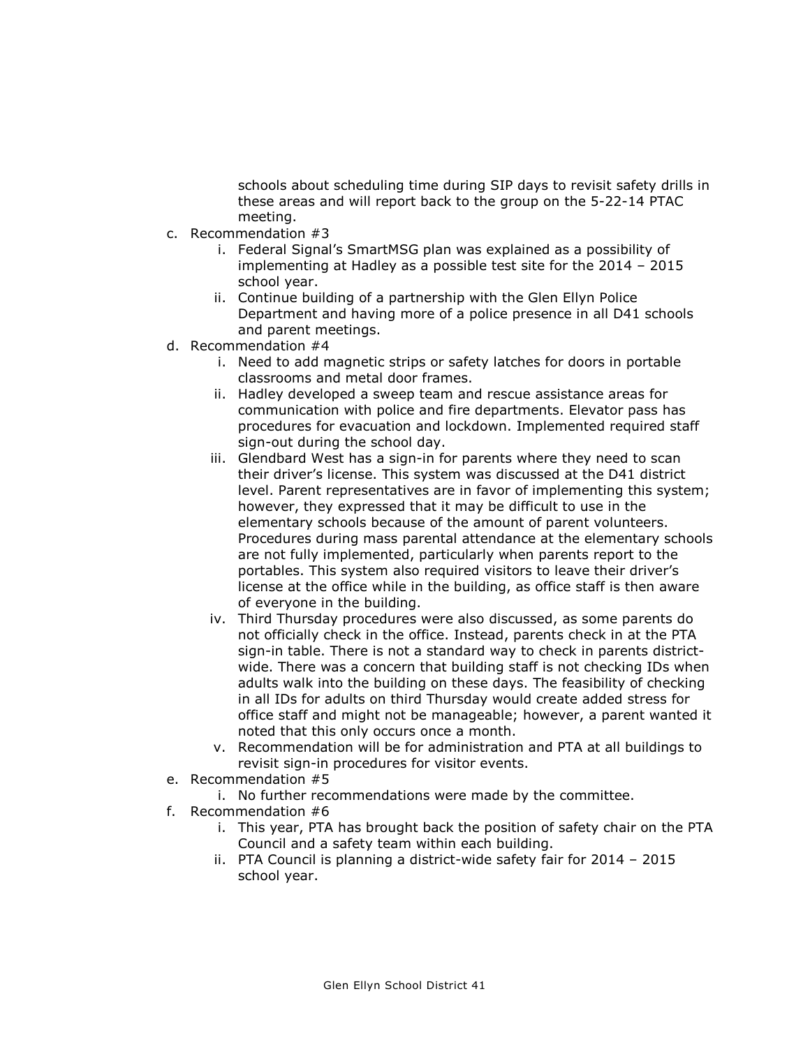schools about scheduling time during SIP days to revisit safety drills in these areas and will report back to the group on the 5-22-14 PTAC meeting.

c. Recommendation #3
    i. Federal Signal's SmartMSG plan was explained as a possibility of implementing at Hadley as a possible test site for the 2014 – 2015 school year.
    ii. Continue building of a partnership with the Glen Ellyn Police Department and having more of a police presence in all D41 schools and parent meetings.
d. Recommendation #4
    i. Need to add magnetic strips or safety latches for doors in portable classrooms and metal door frames.
    ii. Hadley developed a sweep team and rescue assistance areas for communication with police and fire departments. Elevator pass has procedures for evacuation and lockdown. Implemented required staff sign-out during the school day.
    iii. Glendbard West has a sign-in for parents where they need to scan their driver's license. This system was discussed at the D41 district level. Parent representatives are in favor of implementing this system; however, they expressed that it may be difficult to use in the elementary schools because of the amount of parent volunteers. Procedures during mass parental attendance at the elementary schools are not fully implemented, particularly when parents report to the portables. This system also required visitors to leave their driver's license at the office while in the building, as office staff is then aware of everyone in the building.
    iv. Third Thursday procedures were also discussed, as some parents do not officially check in the office. Instead, parents check in at the PTA sign-in table. There is not a standard way to check in parents district-wide. There was a concern that building staff is not checking IDs when adults walk into the building on these days. The feasibility of checking in all IDs for adults on third Thursday would create added stress for office staff and might not be manageable; however, a parent wanted it noted that this only occurs once a month.
    v. Recommendation will be for administration and PTA at all buildings to revisit sign-in procedures for visitor events.
e. Recommendation #5
    i. No further recommendations were made by the committee.
f. Recommendation #6
    i. This year, PTA has brought back the position of safety chair on the PTA Council and a safety team within each building.
    ii. PTA Council is planning a district-wide safety fair for 2014 – 2015 school year.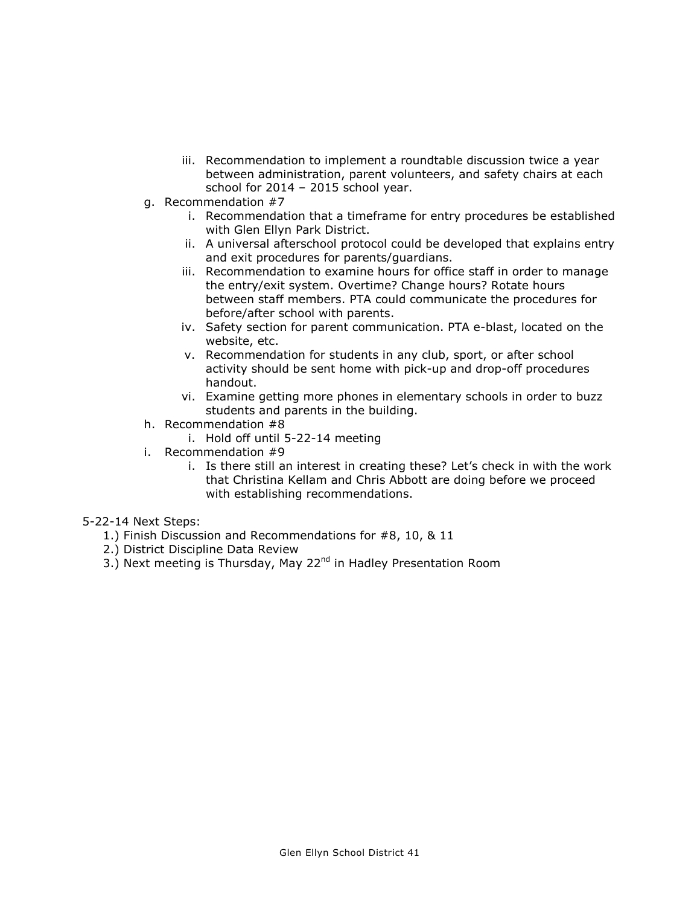iii. Recommendation to implement a roundtable discussion twice a year between administration, parent volunteers, and safety chairs at each school for 2014 – 2015 school year.

g. Recommendation #7
   i. Recommendation that a timeframe for entry procedures be established with Glen Ellyn Park District.
   ii. A universal afterschool protocol could be developed that explains entry and exit procedures for parents/guardians.
   iii. Recommendation to examine hours for office staff in order to manage the entry/exit system. Overtime? Change hours? Rotate hours between staff members. PTA could communicate the procedures for before/after school with parents.
   iv. Safety section for parent communication. PTA e-blast, located on the website, etc.
   v. Recommendation for students in any club, sport, or after school activity should be sent home with pick-up and drop-off procedures handout.
   vi. Examine getting more phones in elementary schools in order to buzz students and parents in the building.

h. Recommendation #8
   i. Hold off until 5-22-14 meeting

i. Recommendation #9
   i. Is there still an interest in creating these? Let's check in with the work that Christina Kellam and Chris Abbott are doing before we proceed with establishing recommendations.

5-22-14 Next Steps:

1.) Finish Discussion and Recommendations for #8, 10, & 11
2.) District Discipline Data Review
3.) Next meeting is Thursday, May 22nd in Hadley Presentation Room